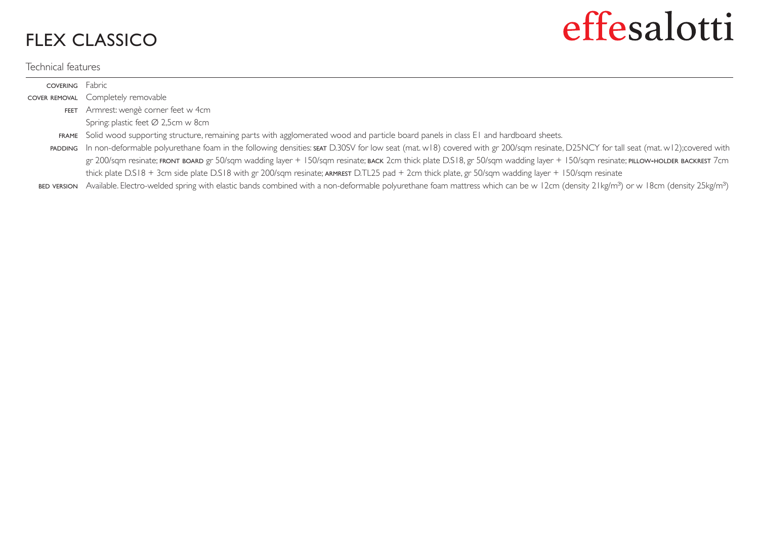# FLEX CLASSICO

effesalotti

## Technical features

| | |
|---|---|
| COVERING | Fabric |
| COVER REMOVAL | Completely removable |
| FEET | Armrest: wengè corner feet w 4cm<br>Spring: plastic feet Ø 2,5cm w 8cm |
| FRAME | Solid wood supporting structure, remaining parts with agglomerated wood and particle board panels in class E1 and hardboard sheets. |
| PADDING | In non-deformable polyurethane foam in the following densities: SEAT D.30SV for low seat (mat. w18) covered with gr 200/sqm resinate, D25NCY for tall seat (mat. w12);covered with gr 200/sqm resinate; FRONT BOARD gr 50/sqm wadding layer + 150/sqm resinate; BACK 2cm thick plate D.S18, gr 50/sqm wadding layer + 150/sqm resinate; PILLOW-HOLDER BACKREST 7cm thick plate D.S18 + 3cm side plate D.S18 with gr 200/sqm resinate; ARMREST D.TL25 pad + 2cm thick plate, gr 50/sqm wadding layer + 150/sqm resinate |
| BED VERSION | Available. Electro-welded spring with elastic bands combined with a non-deformable polyurethane foam mattress which can be w 12cm (density 21kg/m³) or w 18cm (density 25kg/m³) |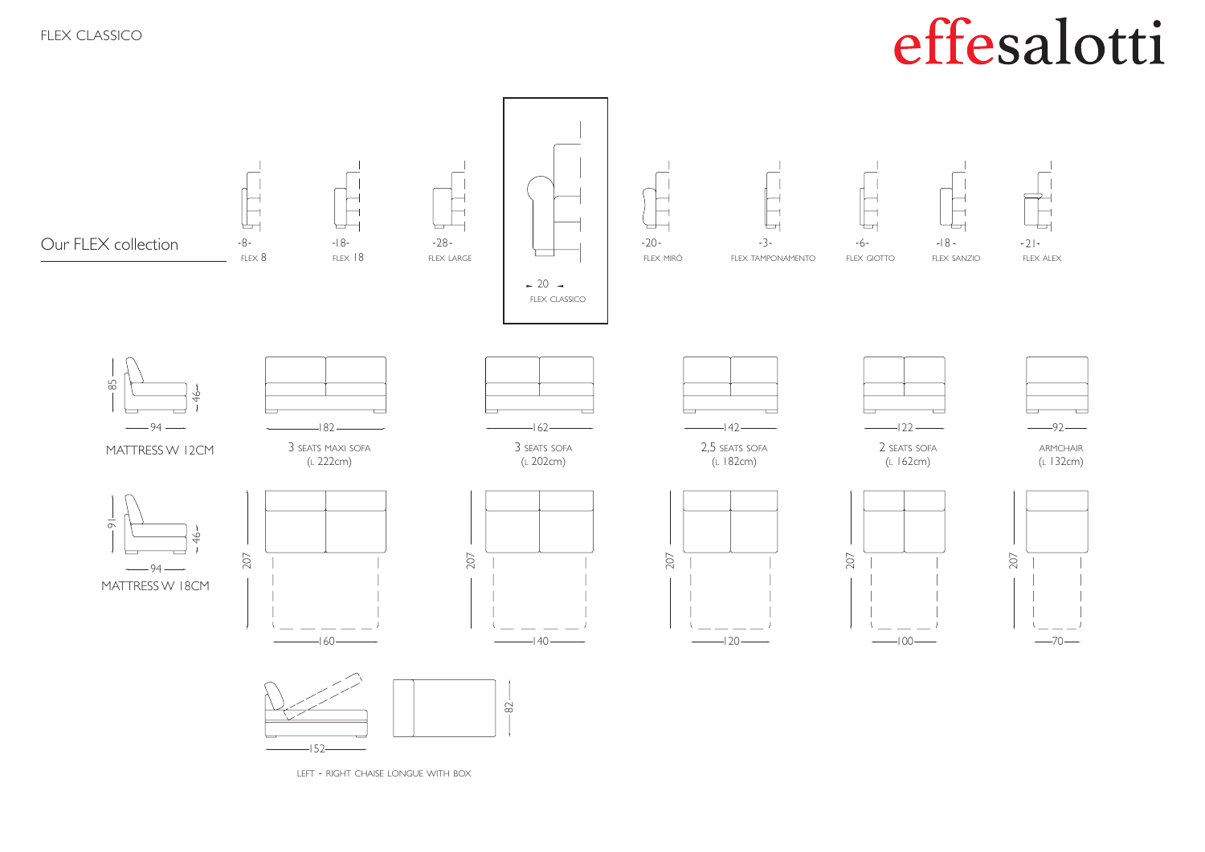# effesalotti

## Our FLEX collection

-8- FLEX 8

-18- FLEX 18

-28- FLEX LARGE

20

FLEX CLASSICO

-20- FLEX MIRÒ

-3- FLEX TAMPONAMENTO

-6- FLEX GIOTTO

-18 - FLEX SANZIO

-21- FLEX ALEX

85

46

94

MATTRESS W 12CM

182

3 SEATS MAXI SOFA (L 222cm)

162

3 SEATS SOFA (L 202cm)

142

2,5 SEATS SOFA (L 182cm)

122

2 SEATS SOFA (L 162cm)

92

ARMCHAIR (L 132cm)

91

46

94

MATTRESS W 18CM

207

160

207

140

207

120

207

100

207

70

152

82

LEFT - RIGHT CHAISE LONGUE WITH BOX